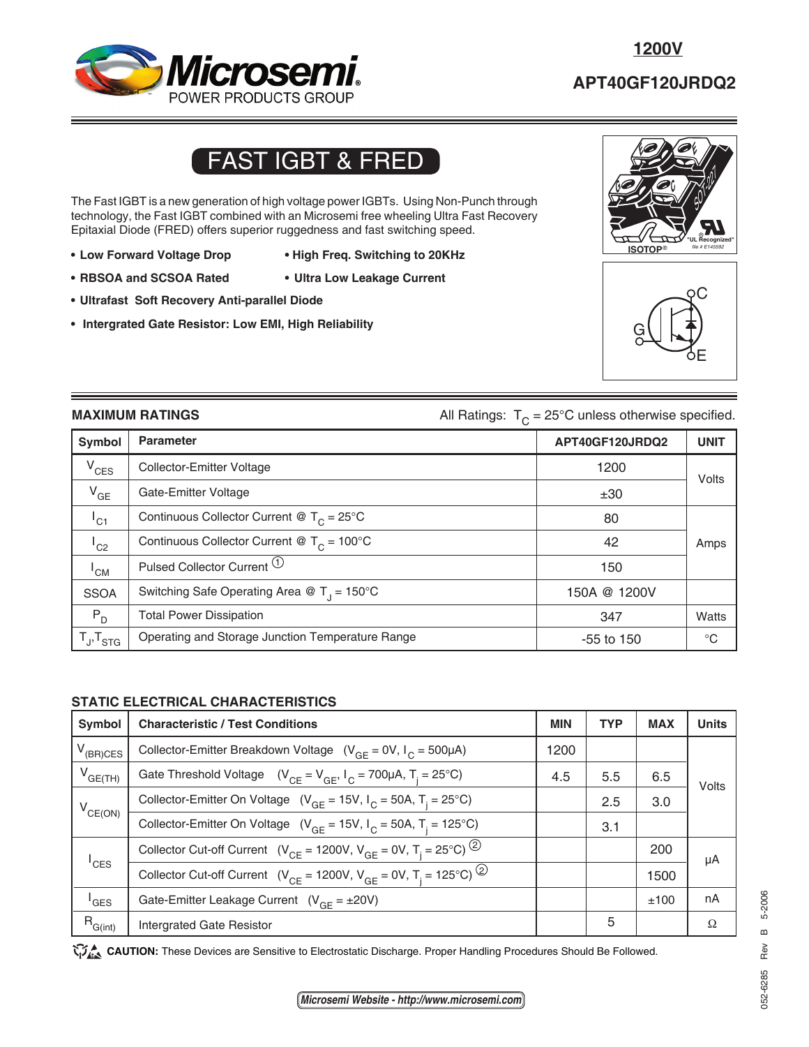# 1200V

# APT40GF120JRDQ2

## FAST IGBT & FRED

The Fast IGBT is a new generation of high voltage power IGBTs. Using Non-Punch through technology, the Fast IGBT combined with an Microsemi free wheeling Ultra Fast Recovery Epitaxial Diode (FRED) offers superior ruggedness and fast switching speed.

- **Low Forward Voltage Drop**
- **High Freq. Switching to 20KHz**
- **RBSOA and SCSOA Rated**
- **Ultra Low Leakage Current**
- **Ultrafast Soft Recovery Anti-parallel Diode**
- **Intergrated Gate Resistor: Low EMI, High Reliability**

ISOTOP® SOT-227 "UL Recognized" file # E145592

### MAXIMUM RATINGS

All Ratings: $T_C$ = 25°C unless otherwise specified.

| Symbol | Parameter | APT40GF120JRDQ2 | UNIT |
|---|---|---|---|
| $V_{CES}$ | Collector-Emitter Voltage | 1200 | Volts |
| $V_{GE}$ | Gate-Emitter Voltage | ±30 | Volts |
| $I_{C1}$ | Continuous Collector Current @ $T_C$ = 25°C | 80 | Amps |
| $I_{C2}$ | Continuous Collector Current @ $T_C$ = 100°C | 42 | Amps |
| $I_{CM}$ | Pulsed Collector Current ① | 150 | Amps |
| SSOA | Switching Safe Operating Area @ $T_J$ = 150°C | 150A @ 1200V | |
| $P_D$ | Total Power Dissipation | 347 | Watts |
| $T_J, T_{STG}$ | Operating and Storage Junction Temperature Range | -55 to 150 | °C |

### STATIC ELECTRICAL CHARACTERISTICS

| Symbol | Characteristic / Test Conditions | MIN | TYP | MAX | Units |
|---|---|---|---|---|---|
| $V_{(BR)CES}$ | Collector-Emitter Breakdown Voltage ($V_{GE}$ = 0V, $I_C$ = 500μA) | 1200 | | | Volts |
| $V_{GE(TH)}$ | Gate Threshold Voltage ($V_{CE} = V_{GE}$, $I_C$ = 700μA, $T_j$ = 25°C) | 4.5 | 5.5 | 6.5 | Volts |
| $V_{CE(ON)}$ | Collector-Emitter On Voltage ($V_{GE}$ = 15V, $I_C$ = 50A, $T_j$ = 25°C) | | 2.5 | 3.0 | Volts |
| | Collector-Emitter On Voltage ($V_{GE}$ = 15V, $I_C$ = 50A, $T_j$ = 125°C) | | 3.1 | | Volts |
| $I_{CES}$ | Collector Cut-off Current ($V_{CE}$ = 1200V, $V_{GE}$ = 0V, $T_j$ = 25°C) ② | | | 200 | μA |
| | Collector Cut-off Current ($V_{CE}$ = 1200V, $V_{GE}$ = 0V, $T_j$ = 125°C) ② | | | 1500 | μA |
| $I_{GES}$ | Gate-Emitter Leakage Current ($V_{GE}$ = ±20V) | | | ±100 | nA |
| $R_{G(int)}$ | Intergrated Gate Resistor | | 5 | | Ω |

**CAUTION:** These Devices are Sensitive to Electrostatic Discharge. Proper Handling Procedures Should Be Followed.

Microsemi Website - http://www.microsemi.com

052-6285 Rev B 5-2006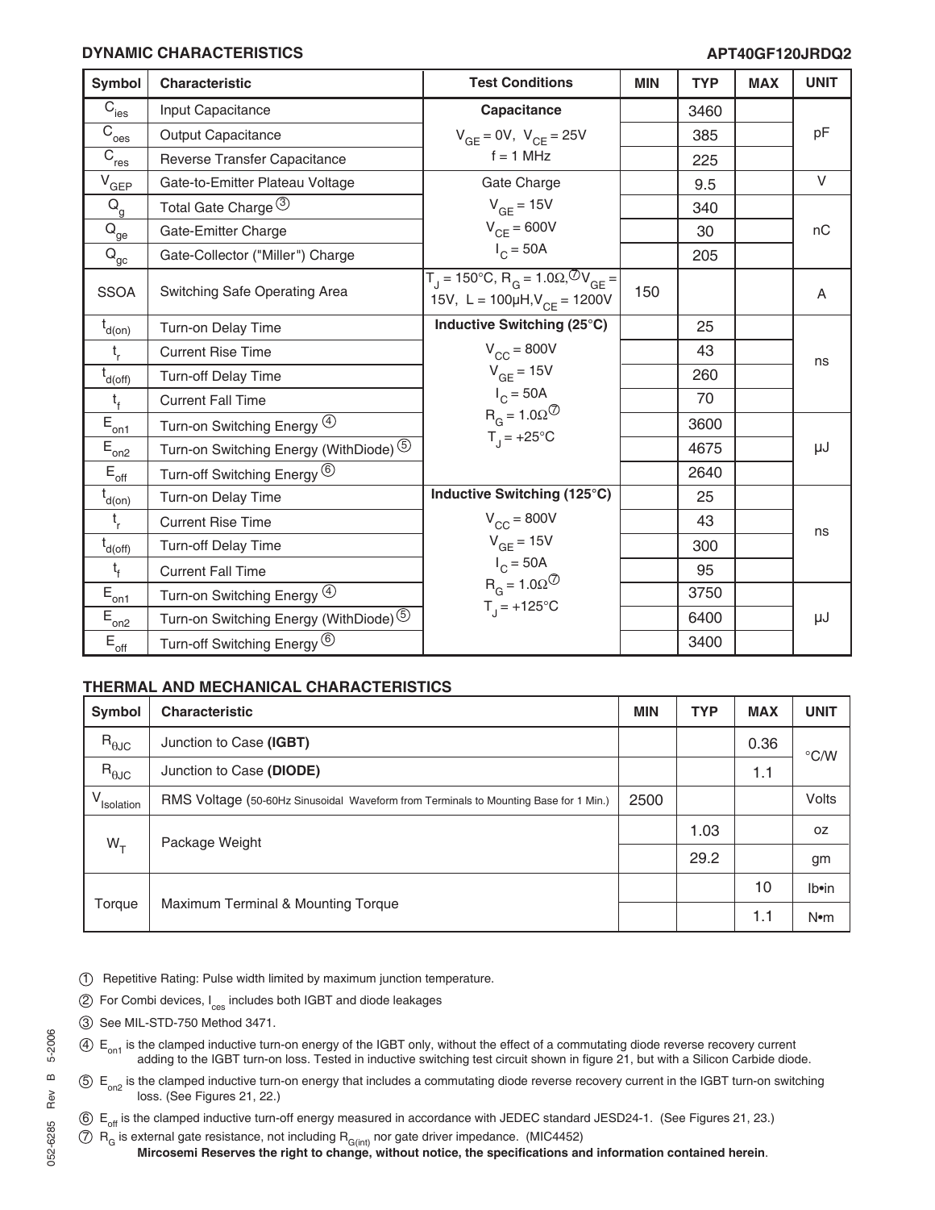## DYNAMIC CHARACTERISTICS

**APT40GF120JRDQ2**

| Symbol | Characteristic | Test Conditions | MIN | TYP | MAX | UNIT |
|---|---|---|---|---|---|---|
| $C_{ies}$ | Input Capacitance | **Capacitance** | | 3460 | | pF |
| $C_{oes}$ | Output Capacitance | $V_{GE}$ = 0V, $V_{CE}$ = 25V | | 385 | | |
| $C_{res}$ | Reverse Transfer Capacitance | f = 1 MHz | | 225 | | |
| $V_{GEP}$ | Gate-to-Emitter Plateau Voltage | Gate Charge | | 9.5 | | V |
| $Q_g$ | Total Gate Charge ③ | $V_{GE}$ = 15V | | 340 | | nC |
| $Q_{ge}$ | Gate-Emitter Charge | $V_{CE}$ = 600V | | 30 | | |
| $Q_{gc}$ | Gate-Collector ("Miller") Charge | $I_C$ = 50A | | 205 | | |
| SSOA | Switching Safe Operating Area | $T_J$ = 150°C, $R_G$ = 1.0Ω,⑦ $V_{GE}$ = 15V, L = 100µH, $V_{CE}$ = 1200V | 150 | | | A |
| $t_{d(on)}$ | Turn-on Delay Time | **Inductive Switching (25°C)** | | 25 | | ns |
| $t_r$ | Current Rise Time | $V_{CC}$ = 800V | | 43 | | |
| $t_{d(off)}$ | Turn-off Delay Time | $V_{GE}$ = 15V | | 260 | | |
| $t_f$ | Current Fall Time | $I_C$ = 50A | | 70 | | |
| $E_{on1}$ | Turn-on Switching Energy ④ | $R_G$ = 1.0Ω⑦ | | 3600 | | µJ |
| $E_{on2}$ | Turn-on Switching Energy (WithDiode) ⑤ | $T_J$ = +25°C | | 4675 | | |
| $E_{off}$ | Turn-off Switching Energy ⑥ | | | 2640 | | |
| $t_{d(on)}$ | Turn-on Delay Time | **Inductive Switching (125°C)** | | 25 | | ns |
| $t_r$ | Current Rise Time | $V_{CC}$ = 800V | | 43 | | |
| $t_{d(off)}$ | Turn-off Delay Time | $V_{GE}$ = 15V | | 300 | | |
| $t_f$ | Current Fall Time | $I_C$ = 50A | | 95 | | |
| $E_{on1}$ | Turn-on Switching Energy ④ | $R_G$ = 1.0Ω⑦ | | 3750 | | µJ |
| $E_{on2}$ | Turn-on Switching Energy (WithDiode) ⑤ | $T_J$ = +125°C | | 6400 | | |
| $E_{off}$ | Turn-off Switching Energy ⑥ | | | 3400 | | |

## THERMAL AND MECHANICAL CHARACTERISTICS

| Symbol | Characteristic | MIN | TYP | MAX | UNIT |
|---|---|---|---|---|---|
| $R_{\theta JC}$ | Junction to Case **(IGBT)** | | | 0.36 | °C/W |
| $R_{\theta JC}$ | Junction to Case **(DIODE)** | | | 1.1 | |
| $V_{Isolation}$ | RMS Voltage (50-60Hz Sinusoidal Waveform from Terminals to Mounting Base for 1 Min.) | 2500 | | | Volts |
| $W_T$ | Package Weight | | 1.03 | | oz |
| | | | 29.2 | | gm |
| Torque | Maximum Terminal & Mounting Torque | | | 10 | lb•in |
| | | | | 1.1 | N•m |

① Repetitive Rating: Pulse width limited by maximum junction temperature.

② For Combi devices, $I_{ces}$ includes both IGBT and diode leakages

③ See MIL-STD-750 Method 3471.

④ $E_{on1}$ is the clamped inductive turn-on energy of the IGBT only, without the effect of a commutating diode reverse recovery current adding to the IGBT turn-on loss. Tested in inductive switching test circuit shown in figure 21, but with a Silicon Carbide diode.

⑤ $E_{on2}$ is the clamped inductive turn-on energy that includes a commutating diode reverse recovery current in the IGBT turn-on switching loss. (See Figures 21, 22.)

⑥ $E_{off}$ is the clamped inductive turn-off energy measured in accordance with JEDEC standard JESD24-1. (See Figures 21, 23.)

⑦ $R_G$ is external gate resistance, not including $R_{G(int)}$ nor gate driver impedance. (MIC4452)

**Mircosemi Reserves the right to change, without notice, the specifications and information contained herein**.

052-6285 Rev B 5-2006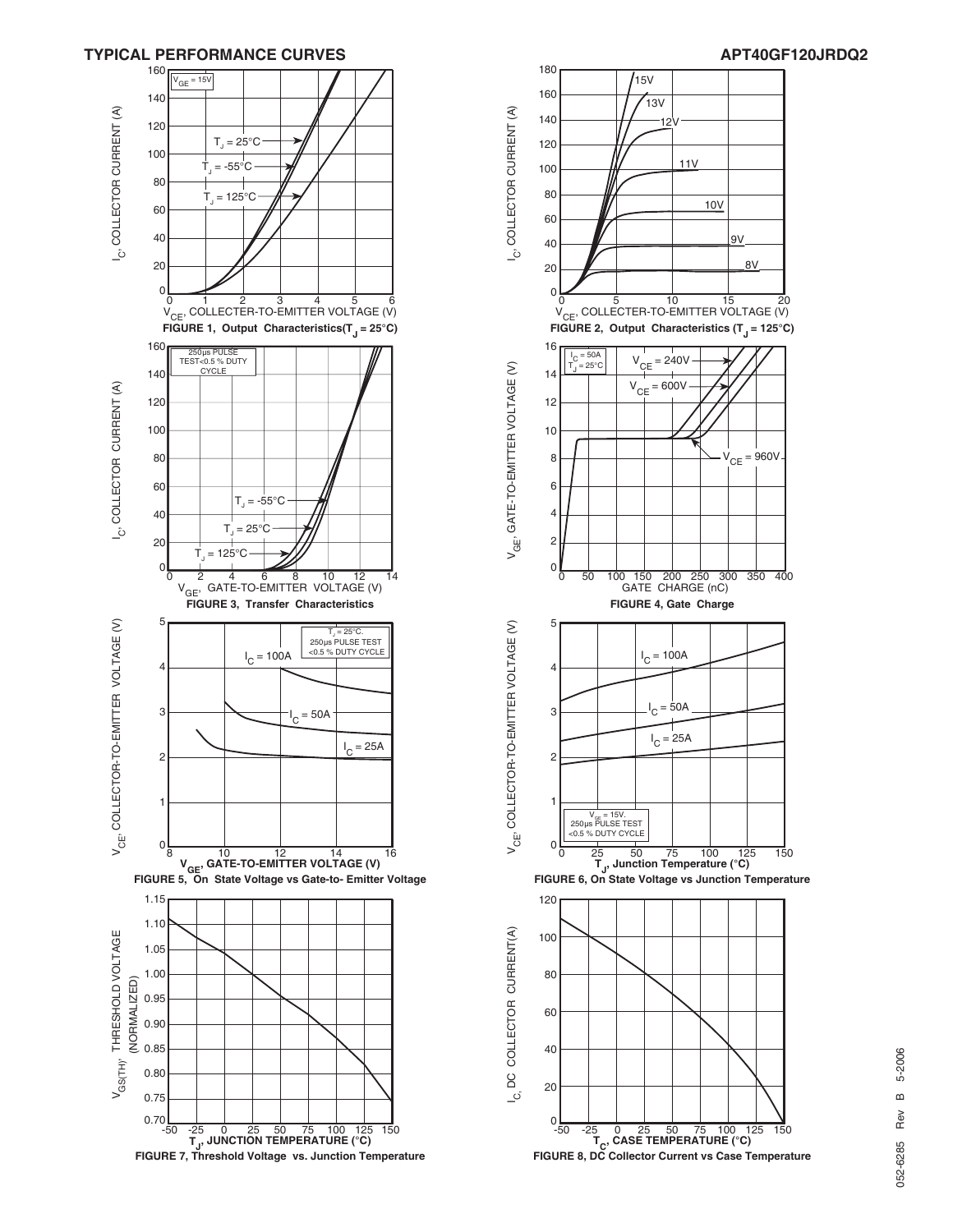## TYPICAL PERFORMANCE CURVES

**APT40GF120JRDQ2**

$I_C$, COLLECTOR CURRENT (A)

$V_{GE}$ = 15V

$T_J$ = 25°C

$T_J$ = -55°C

$T_J$ = 125°C

$V_{CE}$, COLLECTER-TO-EMITTER VOLTAGE (V)

**FIGURE 1, Output Characteristics($T_J$ = 25°C)**

$I_C$, COLLECTOR CURRENT (A)

15V, 13V, 12V, 11V, 10V, 9V, 8V

$V_{CE}$, COLLECTER-TO-EMITTER VOLTAGE (V)

**FIGURE 2, Output Characteristics ($T_J$ = 125°C)**

$I_C$, COLLECTOR CURRENT (A)

250µs PULSE TEST<0.5 % DUTY CYCLE

$T_J$ = -55°C

$T_J$ = 25°C

$T_J$ = 125°C

$V_{GE}$, GATE-TO-EMITTER VOLTAGE (V)

**FIGURE 3, Transfer Characteristics**

$V_{GE}$, GATE-TO-EMITTER VOLTAGE (V)

$I_C$ = 50A
$T_J$ = 25°C

$V_{CE}$ = 240V

$V_{CE}$ = 600V

$V_{CE}$ = 960V

GATE CHARGE (nC)

**FIGURE 4, Gate Charge**

$V_{CE}$, COLLECTOR-TO-EMITTER VOLTAGE (V)

$T_J$ = 25°C.
250µs PULSE TEST
<0.5 % DUTY CYCLE

$I_C$ = 100A

$I_C$ = 50A

$I_C$ = 25A

$V_{GE}$, GATE-TO-EMITTER VOLTAGE (V)

**FIGURE 5, On State Voltage vs Gate-to- Emitter Voltage**

$V_{CE}$, COLLECTOR-TO-EMITTER VOLTAGE (V)

$I_C$ = 100A

$I_C$ = 50A

$I_C$ = 25A

$V_{GE}$ = 15V.
250µs PULSE TEST
<0.5 % DUTY CYCLE

$T_J$, Junction Temperature (°C)

**FIGURE 6, On State Voltage vs Junction Temperature**

$V_{GS(TH)}$, THRESHOLD VOLTAGE (NORMALIZED)

$T_J$, JUNCTION TEMPERATURE (°C)

**FIGURE 7, Threshold Voltage vs. Junction Temperature**

$I_C$, DC COLLECTOR CURRENT(A)

$T_C$, CASE TEMPERATURE (°C)

**FIGURE 8, DC Collector Current vs Case Temperature**

052-6285 Rev B 5-2006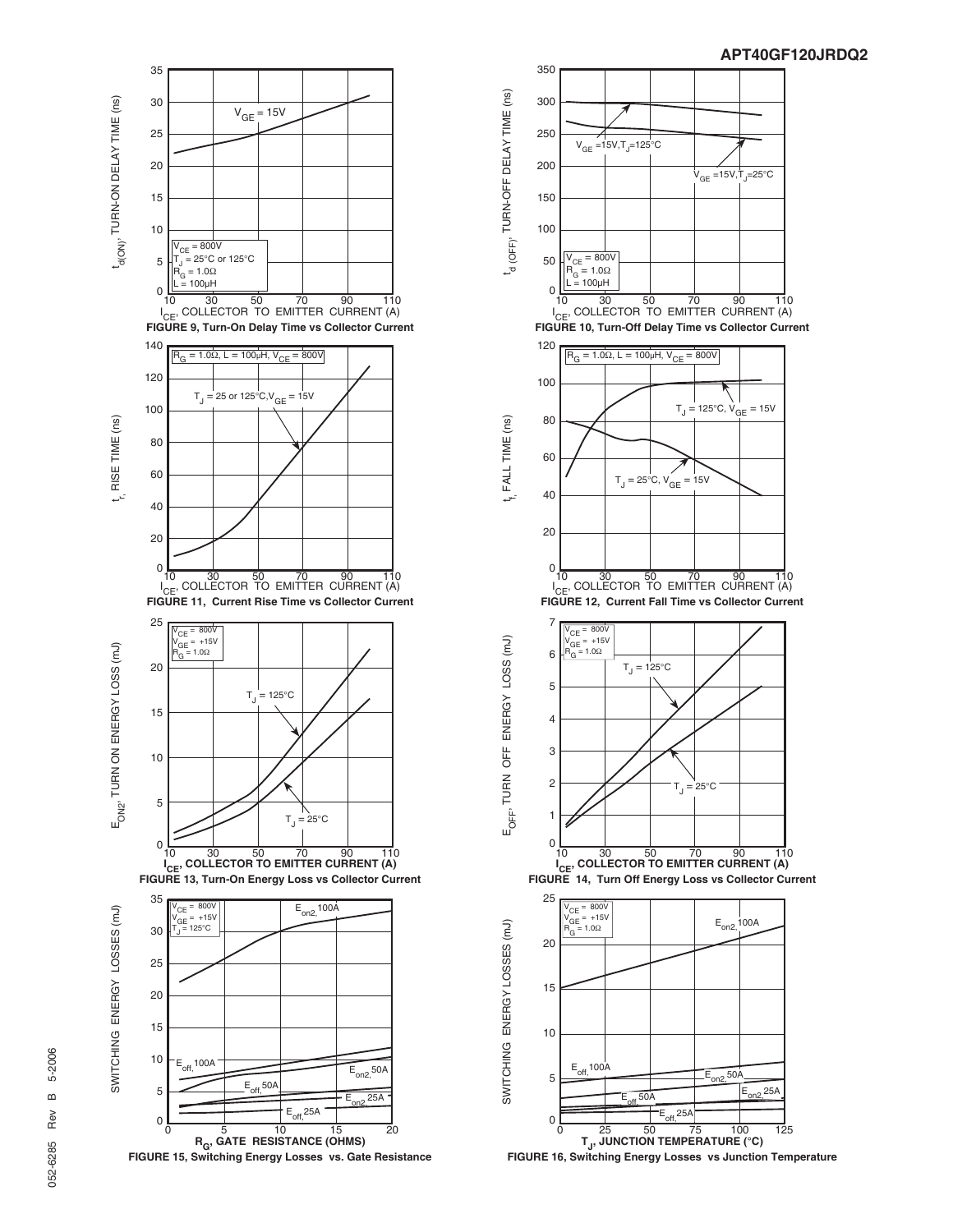FIGURE 9, Turn-On Delay Time vs Collector Current

FIGURE 10, Turn-Off Delay Time vs Collector Current

FIGURE 11, Current Rise Time vs Collector Current

FIGURE 12, Current Fall Time vs Collector Current

FIGURE 13, Turn-On Energy Loss vs Collector Current

FIGURE 14, Turn Off Energy Loss vs Collector Current

FIGURE 15, Switching Energy Losses vs. Gate Resistance

FIGURE 16, Switching Energy Losses vs Junction Temperature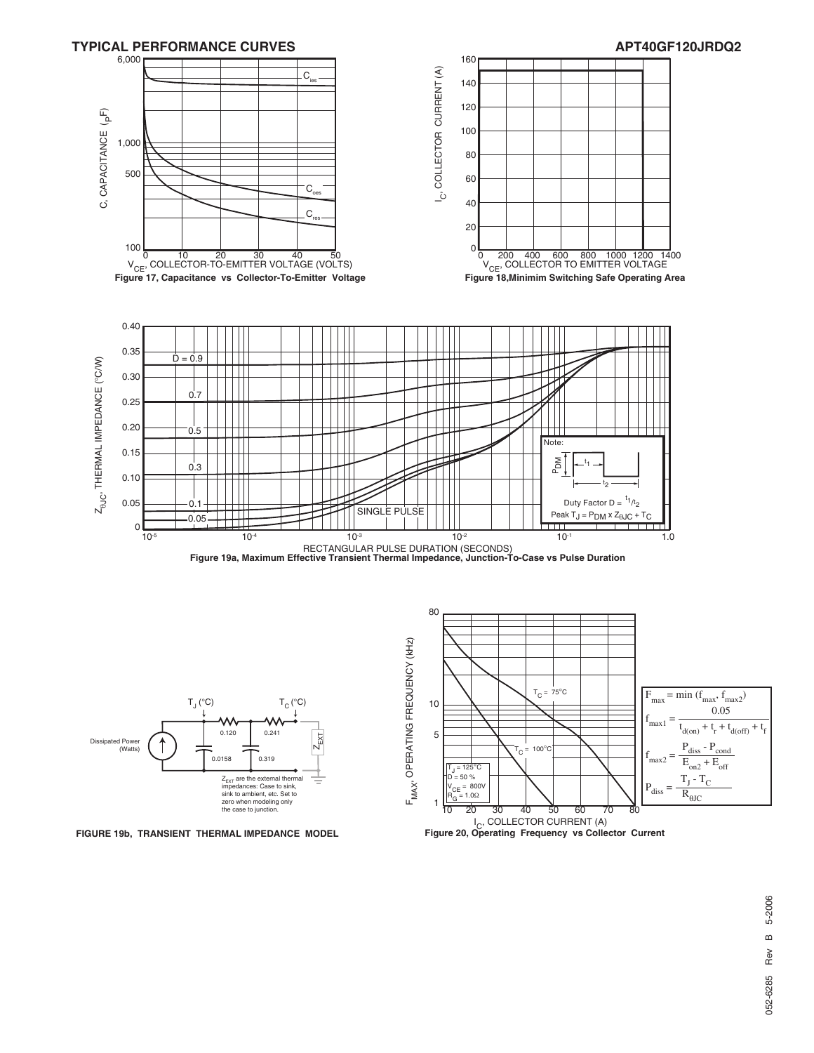## TYPICAL PERFORMANCE CURVES

**Figure 17, Capacitance vs Collector-To-Emitter Voltage**

**Figure 18, Minimim Switching Safe Operating Area**

**Figure 19a, Maximum Effective Transient Thermal Impedance, Junction-To-Case vs Pulse Duration**

Note: Duty Factor $D = t_1/t_2$

Peak $T_J = P_{DM} \times Z_{\theta JC} + T_C$

Dissipated Power (Watts)

$T_J$ (°C) — 0.120 — 0.241 — $T_C$ (°C)

Capacitors: 0.0158, 0.319

$Z_{EXT}$ are the external thermal impedances: Case to sink, sink to ambient, etc. Set to zero when modeling only the case to junction.

**FIGURE 19b, TRANSIENT THERMAL IMPEDANCE MODEL**

$T_J = 125°C$
$D = 50\ \%$
$V_{CE} = 800V$
$R_G = 1.0\Omega$

$$F_{max} = \min(f_{max}, f_{max2})$$

$$f_{max1} = \frac{0.05}{t_{d(on)} + t_r + t_{d(off)} + t_f}$$

$$f_{max2} = \frac{P_{diss} - P_{cond}}{E_{on2} + E_{off}}$$

$$P_{diss} = \frac{T_J - T_C}{R_{\theta JC}}$$

**Figure 20, Operating Frequency vs Collector Current**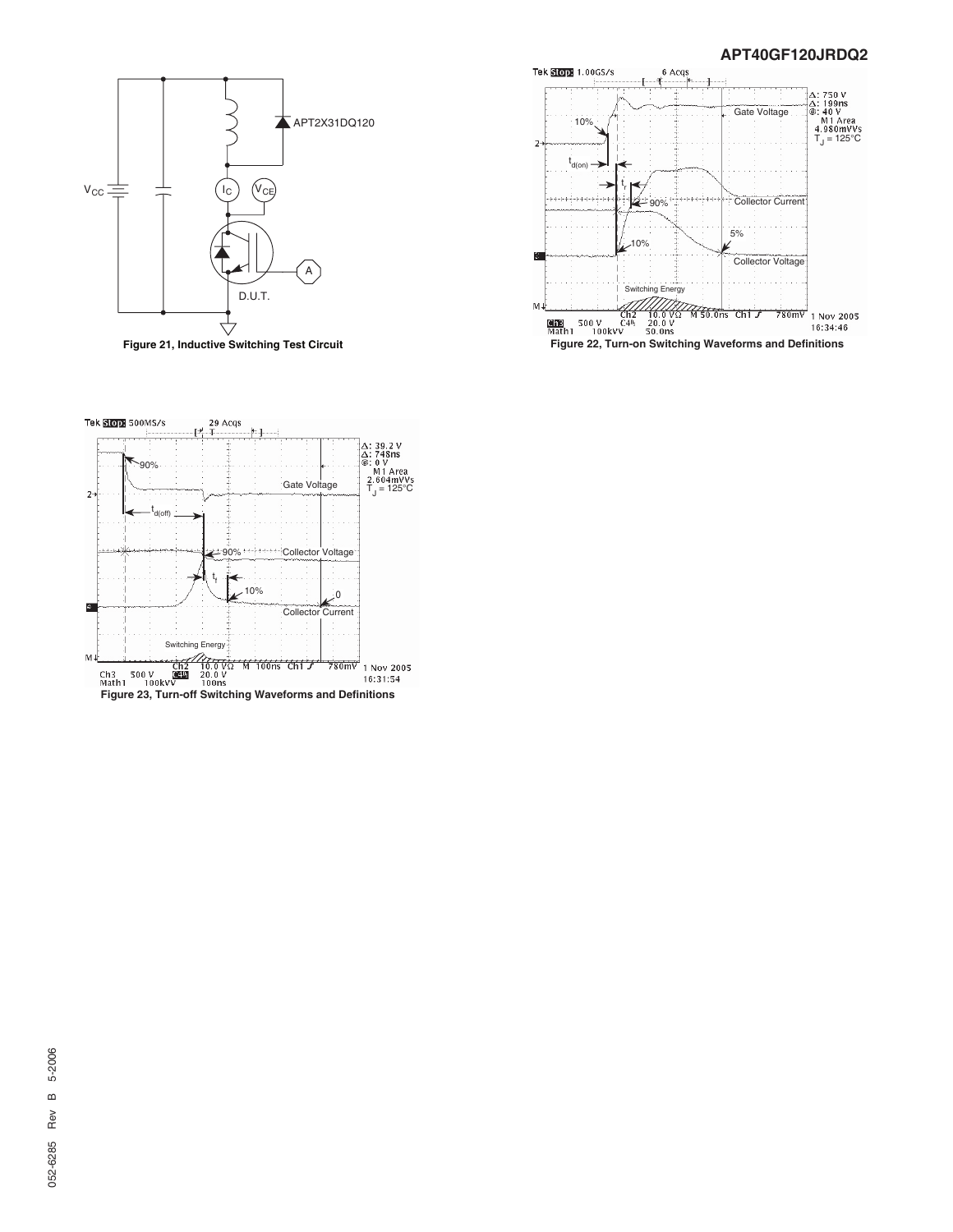Figure 21, Inductive Switching Test Circuit

Figure 22, Turn-on Switching Waveforms and Definitions

Figure 23, Turn-off Switching Waveforms and Definitions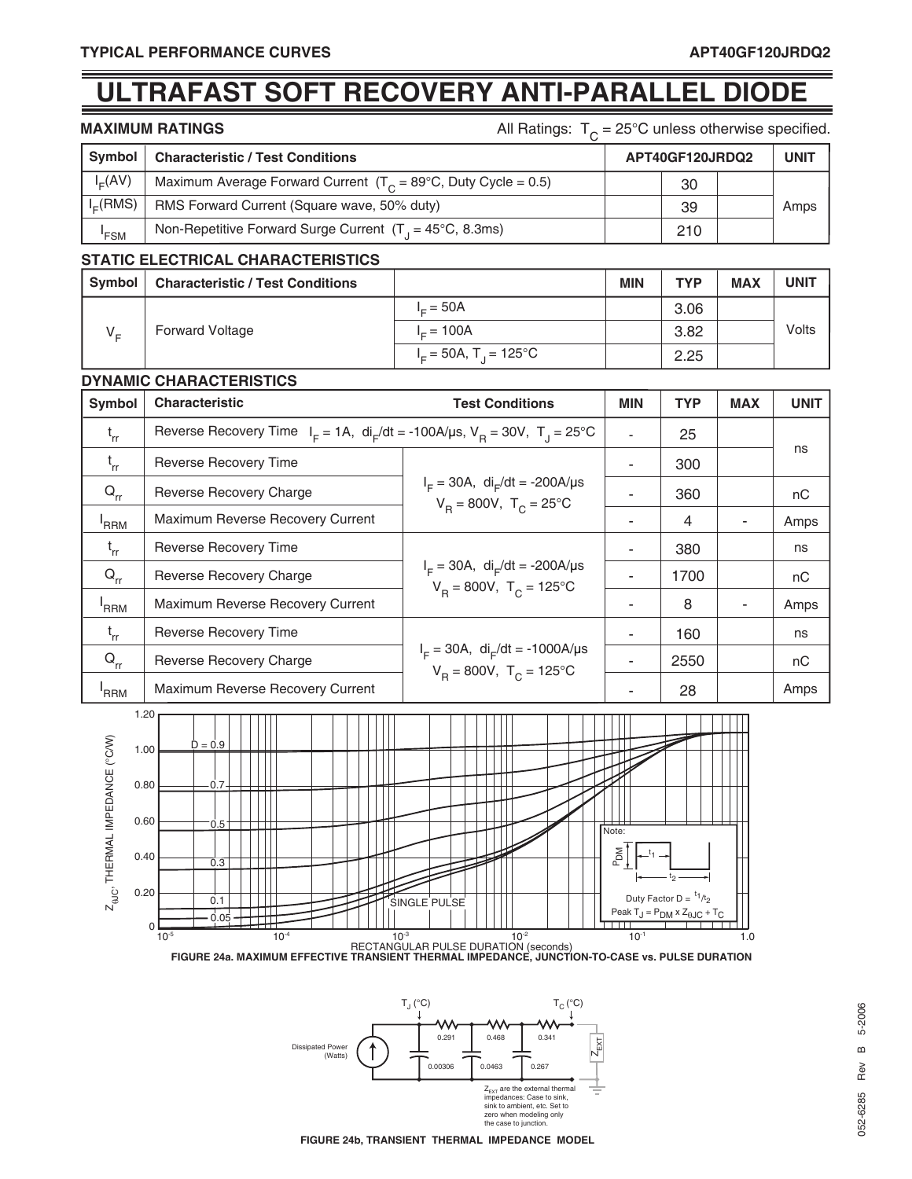# ULTRAFAST SOFT RECOVERY ANTI-PARALLEL DIODE

## MAXIMUM RATINGS

All Ratings: $T_C$ = 25°C unless otherwise specified.

| Symbol | Characteristic / Test Conditions | APT40GF120JRDQ2 | UNIT |
|---|---|---|---|
| $I_F(AV)$ | Maximum Average Forward Current ($T_C$ = 89°C, Duty Cycle = 0.5) | 30 | Amps |
| $I_F(RMS)$ | RMS Forward Current (Square wave, 50% duty) | 39 | Amps |
| $I_{FSM}$ | Non-Repetitive Forward Surge Current ($T_J$ = 45°C, 8.3ms) | 210 | Amps |

## STATIC ELECTRICAL CHARACTERISTICS

| Symbol | Characteristic / Test Conditions | | MIN | TYP | MAX | UNIT |
|---|---|---|---|---|---|---|
| $V_F$ | Forward Voltage | $I_F$ = 50A | | 3.06 | | Volts |
| | | $I_F$ = 100A | | 3.82 | | |
| | | $I_F$ = 50A, $T_J$ = 125°C | | 2.25 | | |

## DYNAMIC CHARACTERISTICS

| Symbol | Characteristic | Test Conditions | MIN | TYP | MAX | UNIT |
|---|---|---|---|---|---|---|
| $t_{rr}$ | Reverse Recovery Time | $I_F$ = 1A, $di_F/dt$ = -100A/µs, $V_R$ = 30V, $T_J$ = 25°C | - | 25 | | ns |
| $t_{rr}$ | Reverse Recovery Time | $I_F$ = 30A, $di_F/dt$ = -200A/µs, $V_R$ = 800V, $T_C$ = 25°C | - | 300 | | ns |
| $Q_{rr}$ | Reverse Recovery Charge | | - | 360 | | nC |
| $I_{RRM}$ | Maximum Reverse Recovery Current | | - | 4 | - | Amps |
| $t_{rr}$ | Reverse Recovery Time | $I_F$ = 30A, $di_F/dt$ = -200A/µs, $V_R$ = 800V, $T_C$ = 125°C | - | 380 | | ns |
| $Q_{rr}$ | Reverse Recovery Charge | | - | 1700 | | nC |
| $I_{RRM}$ | Maximum Reverse Recovery Current | | - | 8 | - | Amps |
| $t_{rr}$ | Reverse Recovery Time | $I_F$ = 30A, $di_F/dt$ = -1000A/µs, $V_R$ = 800V, $T_C$ = 125°C | - | 160 | | ns |
| $Q_{rr}$ | Reverse Recovery Charge | | - | 2550 | | nC |
| $I_{RRM}$ | Maximum Reverse Recovery Current | | - | 28 | | Amps |

FIGURE 24a. MAXIMUM EFFECTIVE TRANSIENT THERMAL IMPEDANCE, JUNCTION-TO-CASE vs. PULSE DURATION

FIGURE 24b, TRANSIENT THERMAL IMPEDANCE MODEL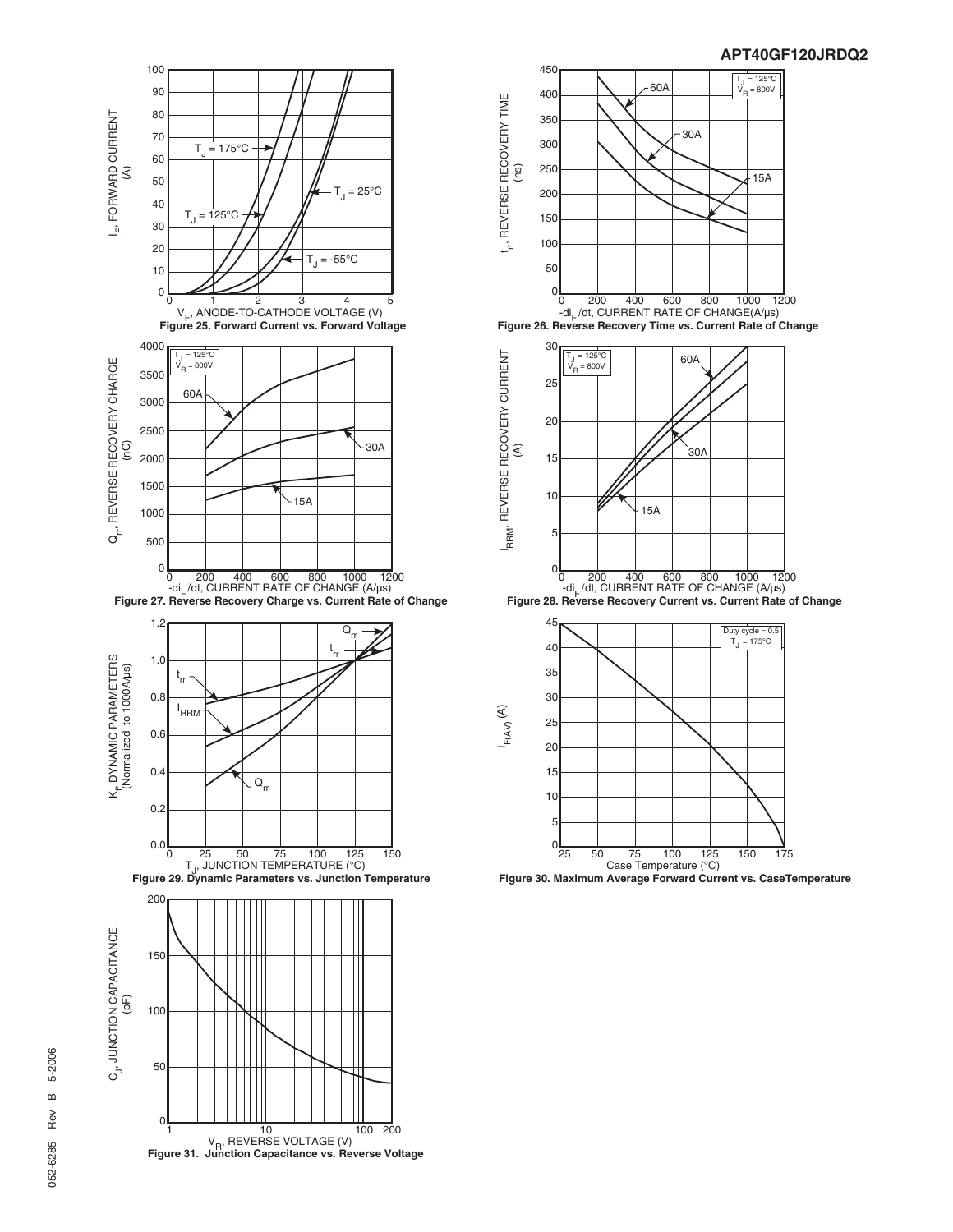Figure 25. Forward Current vs. Forward Voltage

Figure 26. Reverse Recovery Time vs. Current Rate of Change

Figure 27. Reverse Recovery Charge vs. Current Rate of Change

Figure 28. Reverse Recovery Current vs. Current Rate of Change

Figure 29. Dynamic Parameters vs. Junction Temperature

Figure 30. Maximum Average Forward Current vs. CaseTemperature

Figure 31. Junction Capacitance vs. Reverse Voltage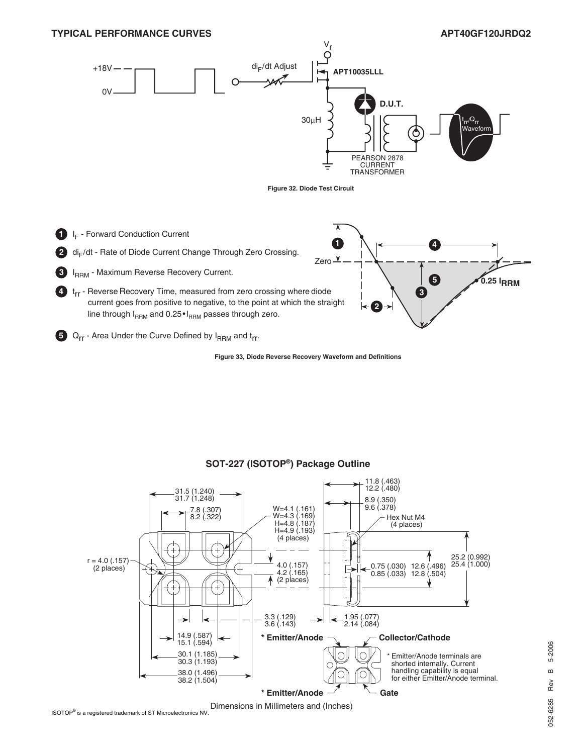+18V

0V

$di_F/dt$ Adjust

$V_r$

APT10035LLL

D.U.T.

30μH

PEARSON 2878
CURRENT
TRANSFORMER

$t_{rr}/Q_{rr}$
Waveform

**Figure 32. Diode Test Circuit**

1. $I_F$ - Forward Conduction Current
2. $di_F/dt$ - Rate of Diode Current Change Through Zero Crossing.
3. $I_{RRM}$ - Maximum Reverse Recovery Current.
4. $t_{rr}$ - Reverse Recovery Time, measured from zero crossing where diode current goes from positive to negative, to the point at which the straight line through $I_{RRM}$ and $0.25 \bullet I_{RRM}$ passes through zero.
5. $Q_{rr}$ - Area Under the Curve Defined by $I_{RRM}$ and $t_{rr}$.

Zero

0.25 $I_{RRM}$

**Figure 33, Diode Reverse Recovery Waveform and Definitions**

## SOT-227 (ISOTOP®) Package Outline

31.5 (1.240)
31.7 (1.248)

7.8 (.307)
8.2 (.322)

W=4.1 (.161)
W=4.3 (.169)
H=4.8 (.187)
H=4.9 (.193)
(4 places)

r = 4.0 (.157)
(2 places)

4.0 (.157)
4.2 (.165)
(2 places)

11.8 (.463)
12.2 (.480)

8.9 (.350)
9.6 (.378)

Hex Nut M4
(4 places)

25.2 (0.992)
25.4 (1.000)

0.75 (.030)
0.85 (.033)

12.6 (.496)
12.8 (.504)

3.3 (.129)
3.6 (.143)

1.95 (.077)
2.14 (.084)

14.9 (.587)
15.1 (.594)

30.1 (1.185)
30.3 (1.193)

38.0 (1.496)
38.2 (1.504)

* Emitter/Anode

Collector/Cathode

* Emitter/Anode

Gate

* Emitter/Anode terminals are shorted internally. Current handling capability is equal for either Emitter/Anode terminal.

Dimensions in Millimeters and (Inches)

ISOTOP® is a registered trademark of ST Microelectronics NV.

052-6285 Rev B 5-2006